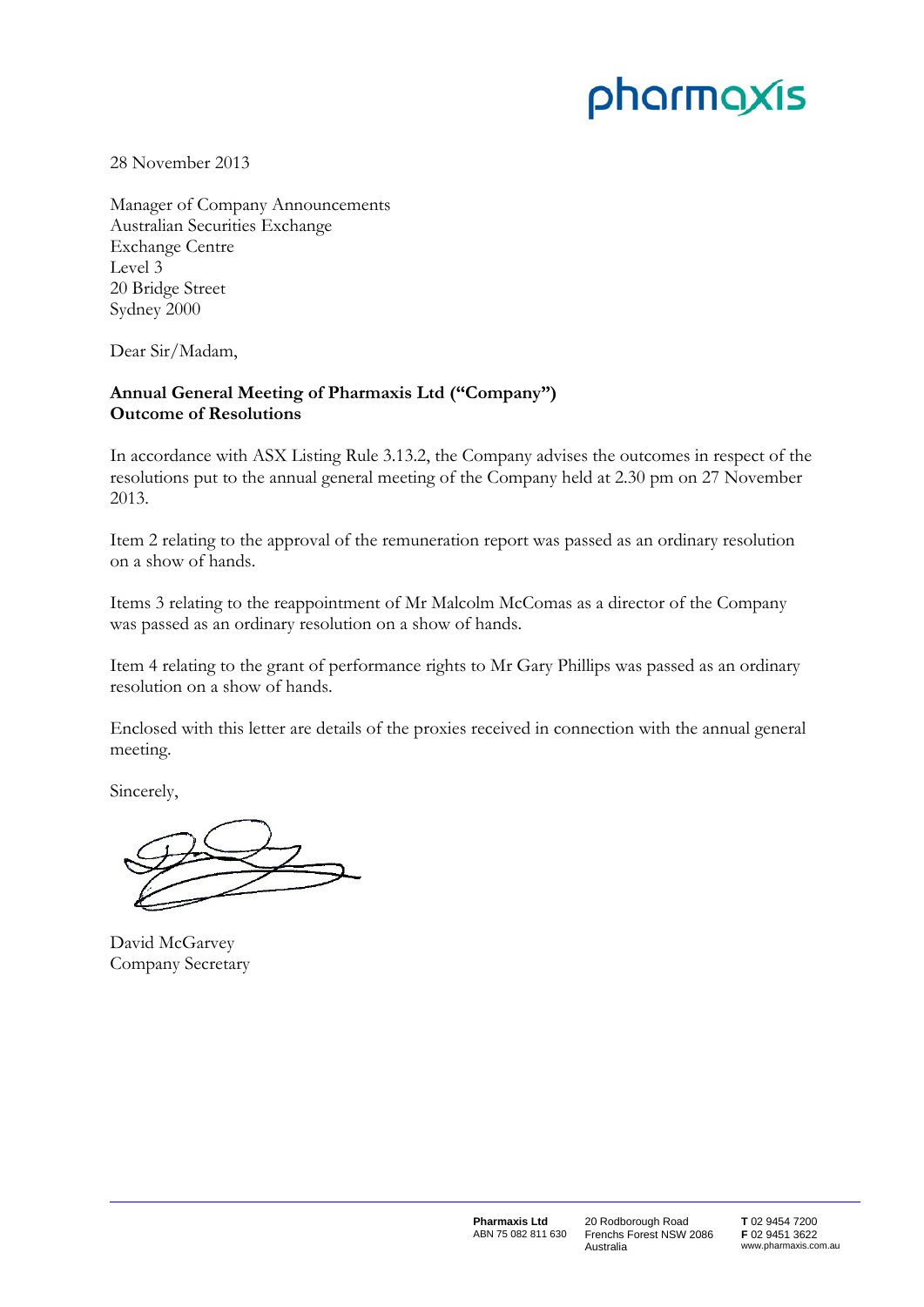pharmaxis

28 November 2013

Manager of Company Announcements
Australian Securities Exchange
Exchange Centre
Level 3
20 Bridge Street
Sydney 2000

Dear Sir/Madam,

**Annual General Meeting of Pharmaxis Ltd ("Company")**
**Outcome of Resolutions**

In accordance with ASX Listing Rule 3.13.2, the Company advises the outcomes in respect of the resolutions put to the annual general meeting of the Company held at 2.30 pm on 27 November 2013.

Item 2 relating to the approval of the remuneration report was passed as an ordinary resolution on a show of hands.

Items 3 relating to the reappointment of Mr Malcolm McComas as a director of the Company was passed as an ordinary resolution on a show of hands.

Item 4 relating to the grant of performance rights to Mr Gary Phillips was passed as an ordinary resolution on a show of hands.

Enclosed with this letter are details of the proxies received in connection with the annual general meeting.

Sincerely,

David McGarvey
Company Secretary

**Pharmaxis Ltd**
ABN 75 082 811 630

20 Rodborough Road
Frenchs Forest NSW 2086
Australia

**T** 02 9454 7200
**F** 02 9451 3622
www.pharmaxis.com.au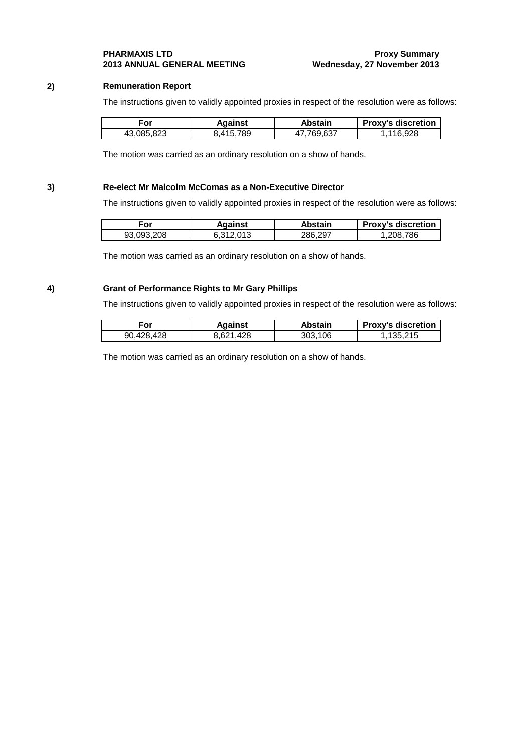**PHARMAXIS LTD**
**2013 ANNUAL GENERAL MEETING**

**Proxy Summary**
**Wednesday, 27 November 2013**

## 2) Remuneration Report

The instructions given to validly appointed proxies in respect of the resolution were as follows:

| For | Against | Abstain | Proxy's discretion |
|---|---|---|---|
| 43,085,823 | 8,415,789 | 47,769,637 | 1,116,928 |

The motion was carried as an ordinary resolution on a show of hands.

## 3) Re-elect Mr Malcolm McComas as a Non-Executive Director

The instructions given to validly appointed proxies in respect of the resolution were as follows:

| For | Against | Abstain | Proxy's discretion |
|---|---|---|---|
| 93,093,208 | 6,312,013 | 286,297 | 1,208,786 |

The motion was carried as an ordinary resolution on a show of hands.

## 4) Grant of Performance Rights to Mr Gary Phillips

The instructions given to validly appointed proxies in respect of the resolution were as follows:

| For | Against | Abstain | Proxy's discretion |
|---|---|---|---|
| 90,428,428 | 8,621,428 | 303,106 | 1,135,215 |

The motion was carried as an ordinary resolution on a show of hands.